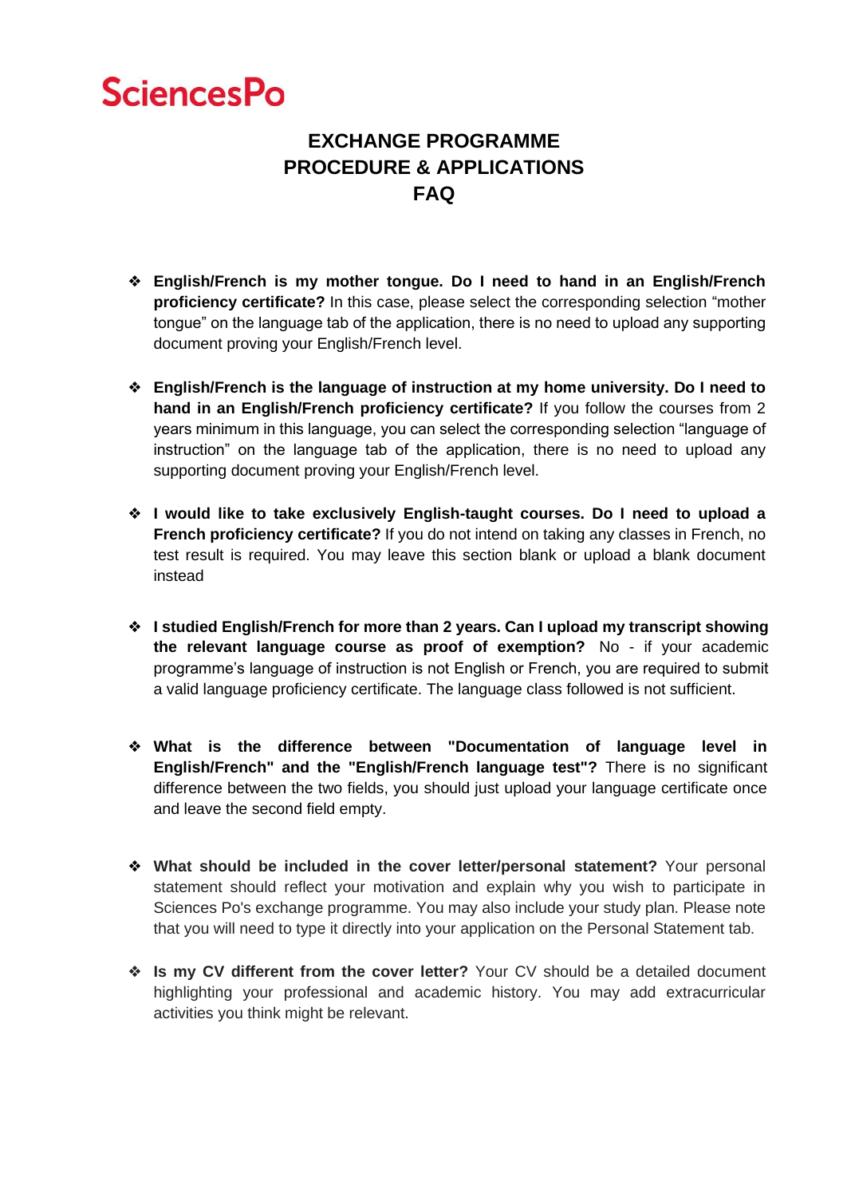SciencesPo

# EXCHANGE PROGRAMME
# PROCEDURE & APPLICATIONS
# FAQ

- **English/French is my mother tongue. Do I need to hand in an English/French proficiency certificate?** In this case, please select the corresponding selection "mother tongue" on the language tab of the application, there is no need to upload any supporting document proving your English/French level.

- **English/French is the language of instruction at my home university. Do I need to hand in an English/French proficiency certificate?** If you follow the courses from 2 years minimum in this language, you can select the corresponding selection "language of instruction" on the language tab of the application, there is no need to upload any supporting document proving your English/French level.

- **I would like to take exclusively English-taught courses. Do I need to upload a French proficiency certificate?** If you do not intend on taking any classes in French, no test result is required. You may leave this section blank or upload a blank document instead

- **I studied English/French for more than 2 years. Can I upload my transcript showing the relevant language course as proof of exemption?** No - if your academic programme's language of instruction is not English or French, you are required to submit a valid language proficiency certificate. The language class followed is not sufficient.

- **What is the difference between "Documentation of language level in English/French" and the "English/French language test"?** There is no significant difference between the two fields, you should just upload your language certificate once and leave the second field empty.

- **What should be included in the cover letter/personal statement?** Your personal statement should reflect your motivation and explain why you wish to participate in Sciences Po's exchange programme. You may also include your study plan. Please note that you will need to type it directly into your application on the Personal Statement tab.

- **Is my CV different from the cover letter?** Your CV should be a detailed document highlighting your professional and academic history. You may add extracurricular activities you think might be relevant.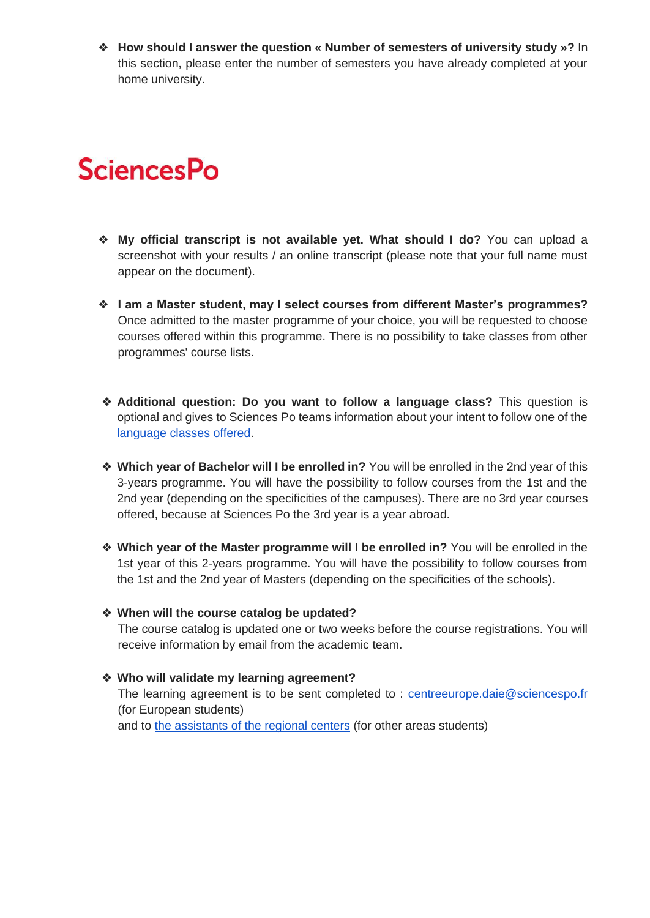- **How should I answer the question « Number of semesters of university study »?** In this section, please enter the number of semesters you have already completed at your home university.

# SciencesPo

- **My official transcript is not available yet. What should I do?** You can upload a screenshot with your results / an online transcript (please note that your full name must appear on the document).

- **I am a Master student, may I select courses from different Master's programmes?** Once admitted to the master programme of your choice, you will be requested to choose courses offered within this programme. There is no possibility to take classes from other programmes' course lists.

- **Additional question: Do you want to follow a language class?** This question is optional and gives to Sciences Po teams information about your intent to follow one of the language classes offered.

- **Which year of Bachelor will I be enrolled in?** You will be enrolled in the 2nd year of this 3-years programme. You will have the possibility to follow courses from the 1st and the 2nd year (depending on the specificities of the campuses). There are no 3rd year courses offered, because at Sciences Po the 3rd year is a year abroad.

- **Which year of the Master programme will I be enrolled in?** You will be enrolled in the 1st year of this 2-years programme. You will have the possibility to follow courses from the 1st and the 2nd year of Masters (depending on the specificities of the schools).

- **When will the course catalog be updated?**
  The course catalog is updated one or two weeks before the course registrations. You will receive information by email from the academic team.

- **Who will validate my learning agreement?**
  The learning agreement is to be sent completed to : centreeurope.daie@sciencespo.fr (for European students)
  and to the assistants of the regional centers (for other areas students)